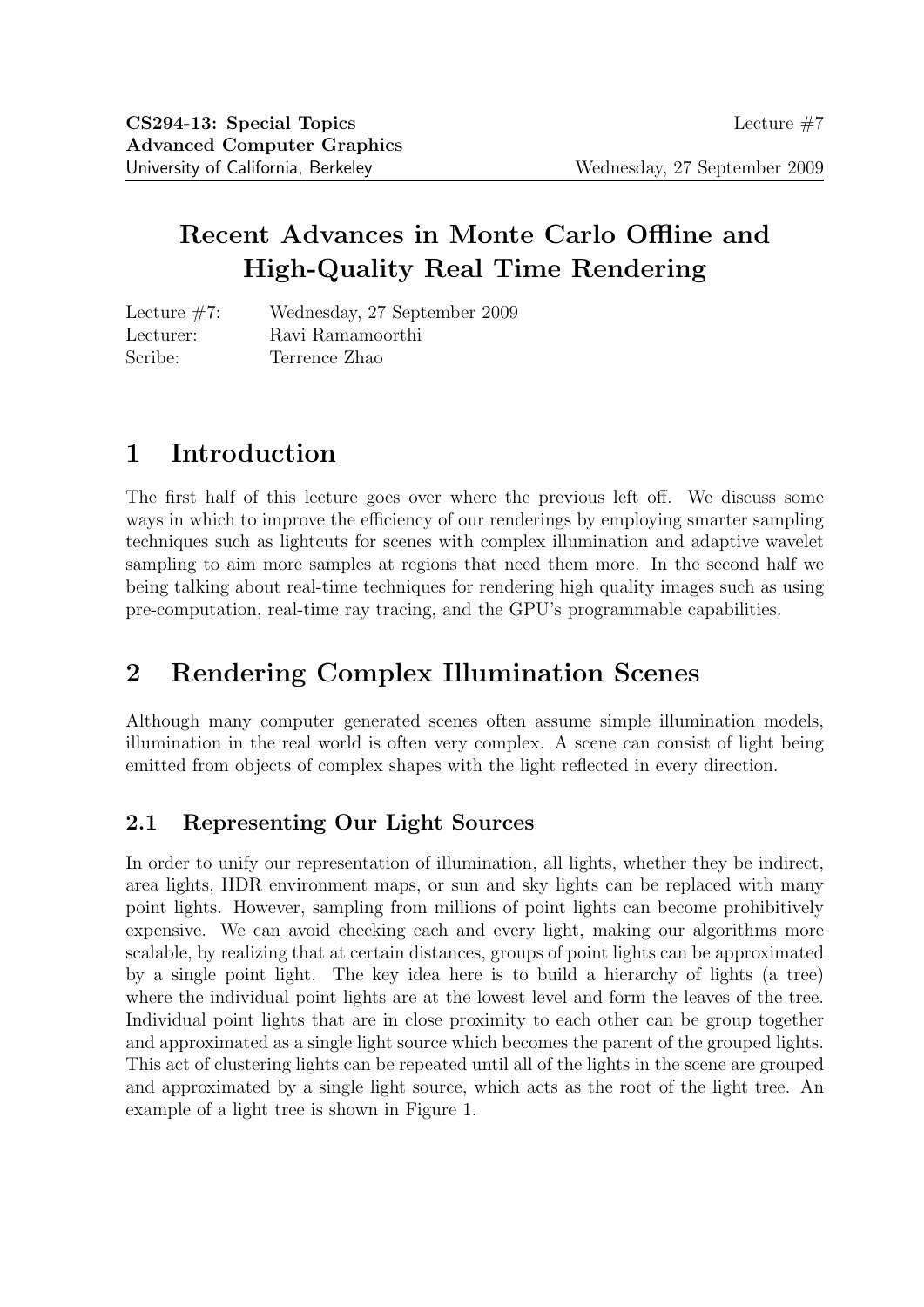**CS294-13: Special Topics**
**Advanced Computer Graphics**
University of California, Berkeley

Lecture #7

Wednesday, 27 September 2009

# Recent Advances in Monte Carlo Offline and High-Quality Real Time Rendering

Lecture #7: Wednesday, 27 September 2009
Lecturer: Ravi Ramamoorthi
Scribe: Terrence Zhao

## 1 Introduction

The first half of this lecture goes over where the previous left off. We discuss some ways in which to improve the efficiency of our renderings by employing smarter sampling techniques such as lightcuts for scenes with complex illumination and adaptive wavelet sampling to aim more samples at regions that need them more. In the second half we being talking about real-time techniques for rendering high quality images such as using pre-computation, real-time ray tracing, and the GPU's programmable capabilities.

## 2 Rendering Complex Illumination Scenes

Although many computer generated scenes often assume simple illumination models, illumination in the real world is often very complex. A scene can consist of light being emitted from objects of complex shapes with the light reflected in every direction.

### 2.1 Representing Our Light Sources

In order to unify our representation of illumination, all lights, whether they be indirect, area lights, HDR environment maps, or sun and sky lights can be replaced with many point lights. However, sampling from millions of point lights can become prohibitively expensive. We can avoid checking each and every light, making our algorithms more scalable, by realizing that at certain distances, groups of point lights can be approximated by a single point light. The key idea here is to build a hierarchy of lights (a tree) where the individual point lights are at the lowest level and form the leaves of the tree. Individual point lights that are in close proximity to each other can be group together and approximated as a single light source which becomes the parent of the grouped lights. This act of clustering lights can be repeated until all of the lights in the scene are grouped and approximated by a single light source, which acts as the root of the light tree. An example of a light tree is shown in Figure 1.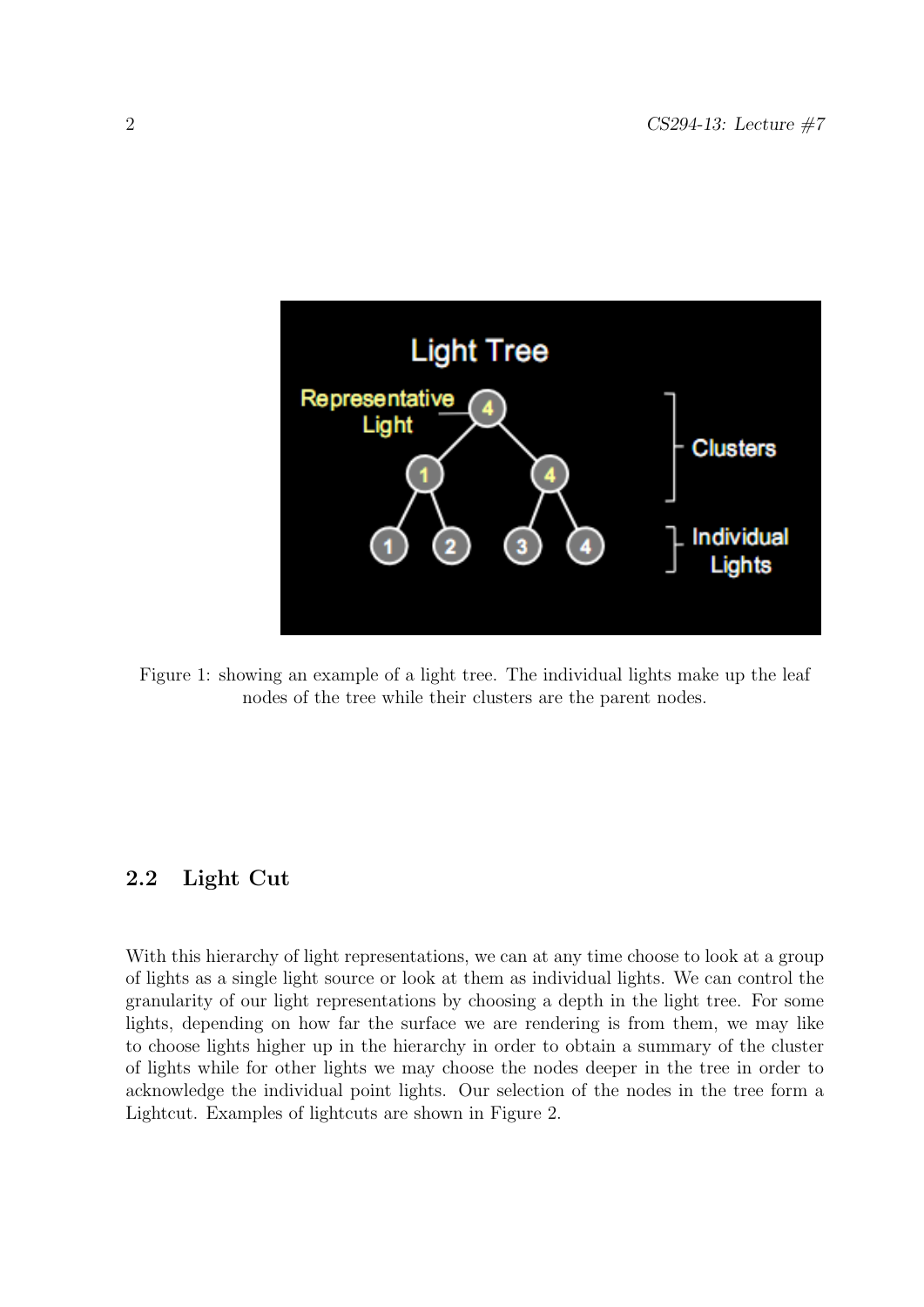Figure 1: showing an example of a light tree. The individual lights make up the leaf nodes of the tree while their clusters are the parent nodes.

## 2.2 Light Cut

With this hierarchy of light representations, we can at any time choose to look at a group of lights as a single light source or look at them as individual lights. We can control the granularity of our light representations by choosing a depth in the light tree. For some lights, depending on how far the surface we are rendering is from them, we may like to choose lights higher up in the hierarchy in order to obtain a summary of the cluster of lights while for other lights we may choose the nodes deeper in the tree in order to acknowledge the individual point lights. Our selection of the nodes in the tree form a Lightcut. Examples of lightcuts are shown in Figure 2.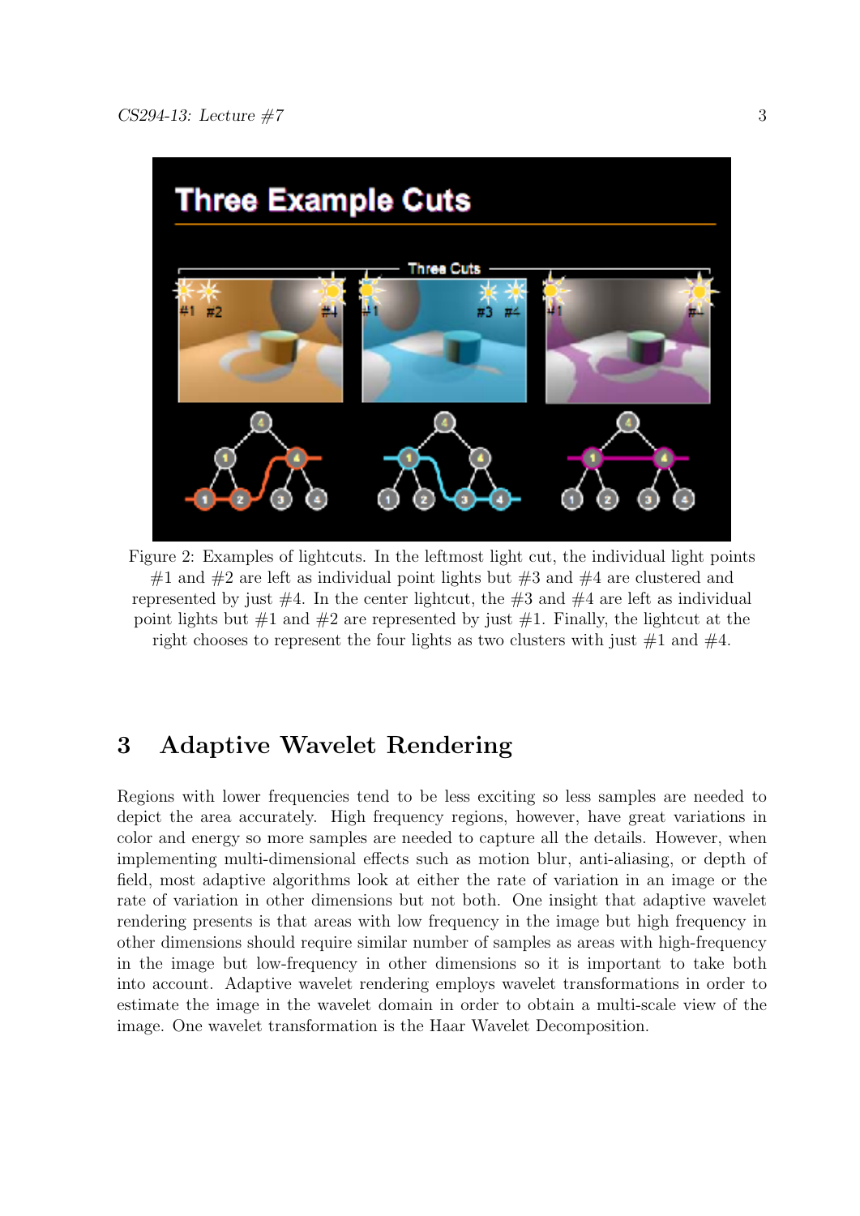Figure 2: Examples of lightcuts. In the leftmost light cut, the individual light points #1 and #2 are left as individual point lights but #3 and #4 are clustered and represented by just #4. In the center lightcut, the #3 and #4 are left as individual point lights but #1 and #2 are represented by just #1. Finally, the lightcut at the right chooses to represent the four lights as two clusters with just #1 and #4.

# 3 Adaptive Wavelet Rendering

Regions with lower frequencies tend to be less exciting so less samples are needed to depict the area accurately. High frequency regions, however, have great variations in color and energy so more samples are needed to capture all the details. However, when implementing multi-dimensional effects such as motion blur, anti-aliasing, or depth of field, most adaptive algorithms look at either the rate of variation in an image or the rate of variation in other dimensions but not both. One insight that adaptive wavelet rendering presents is that areas with low frequency in the image but high frequency in other dimensions should require similar number of samples as areas with high-frequency in the image but low-frequency in other dimensions so it is important to take both into account. Adaptive wavelet rendering employs wavelet transformations in order to estimate the image in the wavelet domain in order to obtain a multi-scale view of the image. One wavelet transformation is the Haar Wavelet Decomposition.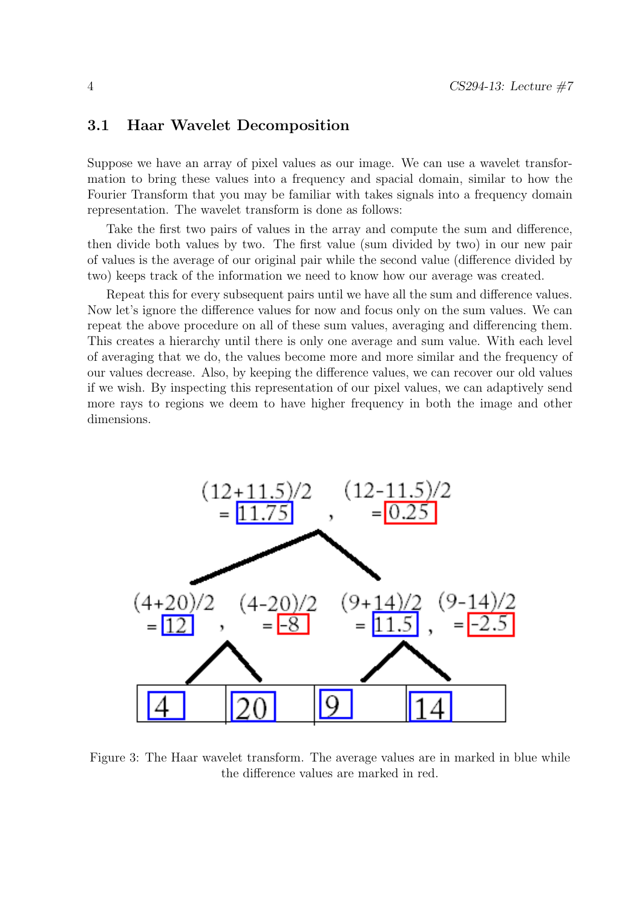### 3.1 Haar Wavelet Decomposition

Suppose we have an array of pixel values as our image. We can use a wavelet transformation to bring these values into a frequency and spacial domain, similar to how the Fourier Transform that you may be familiar with takes signals into a frequency domain representation. The wavelet transform is done as follows:

Take the first two pairs of values in the array and compute the sum and difference, then divide both values by two. The first value (sum divided by two) in our new pair of values is the average of our original pair while the second value (difference divided by two) keeps track of the information we need to know how our average was created.

Repeat this for every subsequent pairs until we have all the sum and difference values. Now let's ignore the difference values for now and focus only on the sum values. We can repeat the above procedure on all of these sum values, averaging and differencing them. This creates a hierarchy until there is only one average and sum value. With each level of averaging that we do, the values become more and more similar and the frequency of our values decrease. Also, by keeping the difference values, we can recover our old values if we wish. By inspecting this representation of our pixel values, we can adaptively send more rays to regions we deem to have higher frequency in both the image and other dimensions.

Figure 3: The Haar wavelet transform. The average values are in marked in blue while the difference values are marked in red.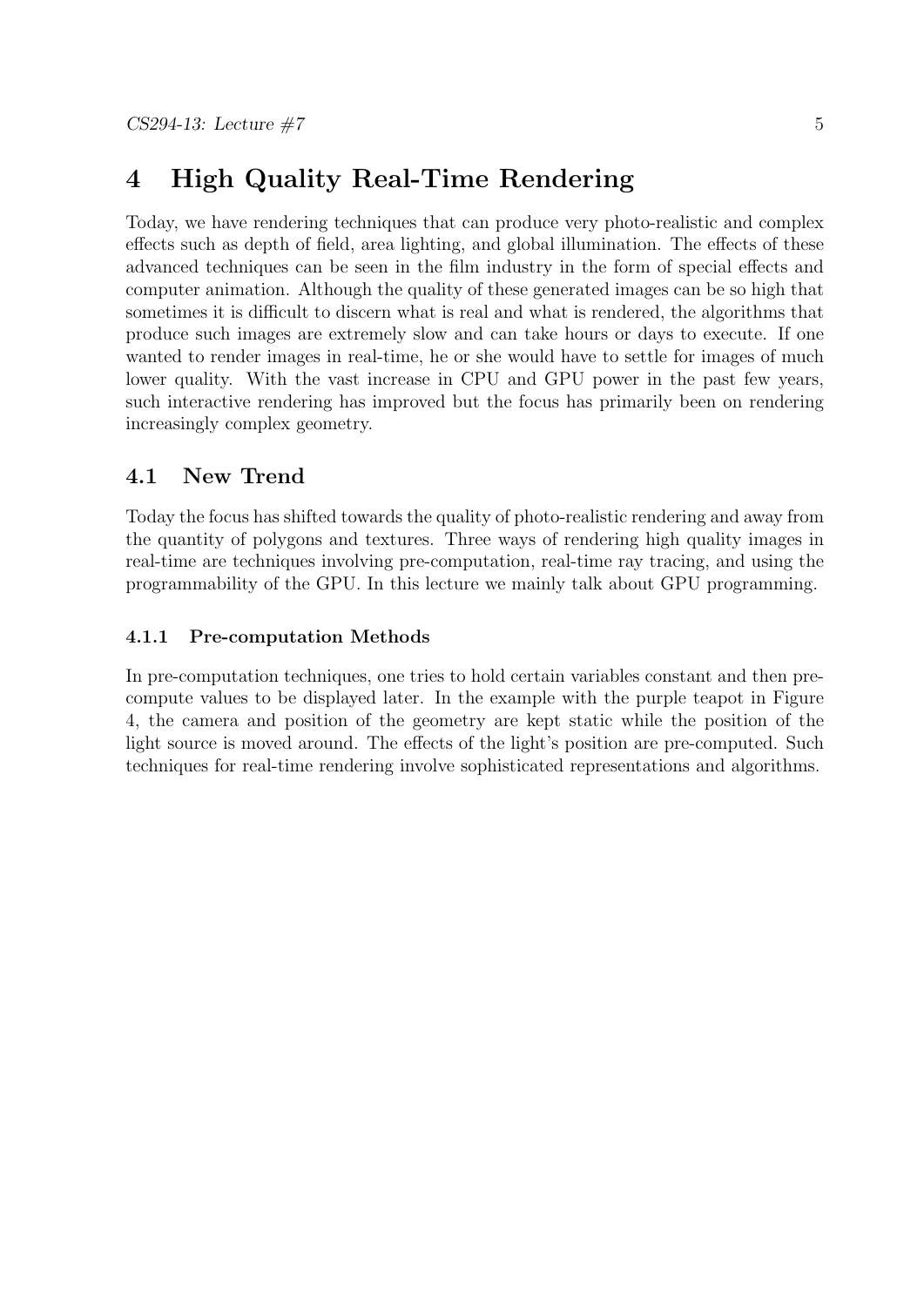# 4 High Quality Real-Time Rendering

Today, we have rendering techniques that can produce very photo-realistic and complex effects such as depth of field, area lighting, and global illumination. The effects of these advanced techniques can be seen in the film industry in the form of special effects and computer animation. Although the quality of these generated images can be so high that sometimes it is difficult to discern what is real and what is rendered, the algorithms that produce such images are extremely slow and can take hours or days to execute. If one wanted to render images in real-time, he or she would have to settle for images of much lower quality. With the vast increase in CPU and GPU power in the past few years, such interactive rendering has improved but the focus has primarily been on rendering increasingly complex geometry.

## 4.1 New Trend

Today the focus has shifted towards the quality of photo-realistic rendering and away from the quantity of polygons and textures. Three ways of rendering high quality images in real-time are techniques involving pre-computation, real-time ray tracing, and using the programmability of the GPU. In this lecture we mainly talk about GPU programming.

### 4.1.1 Pre-computation Methods

In pre-computation techniques, one tries to hold certain variables constant and then pre-compute values to be displayed later. In the example with the purple teapot in Figure 4, the camera and position of the geometry are kept static while the position of the light source is moved around. The effects of the light's position are pre-computed. Such techniques for real-time rendering involve sophisticated representations and algorithms.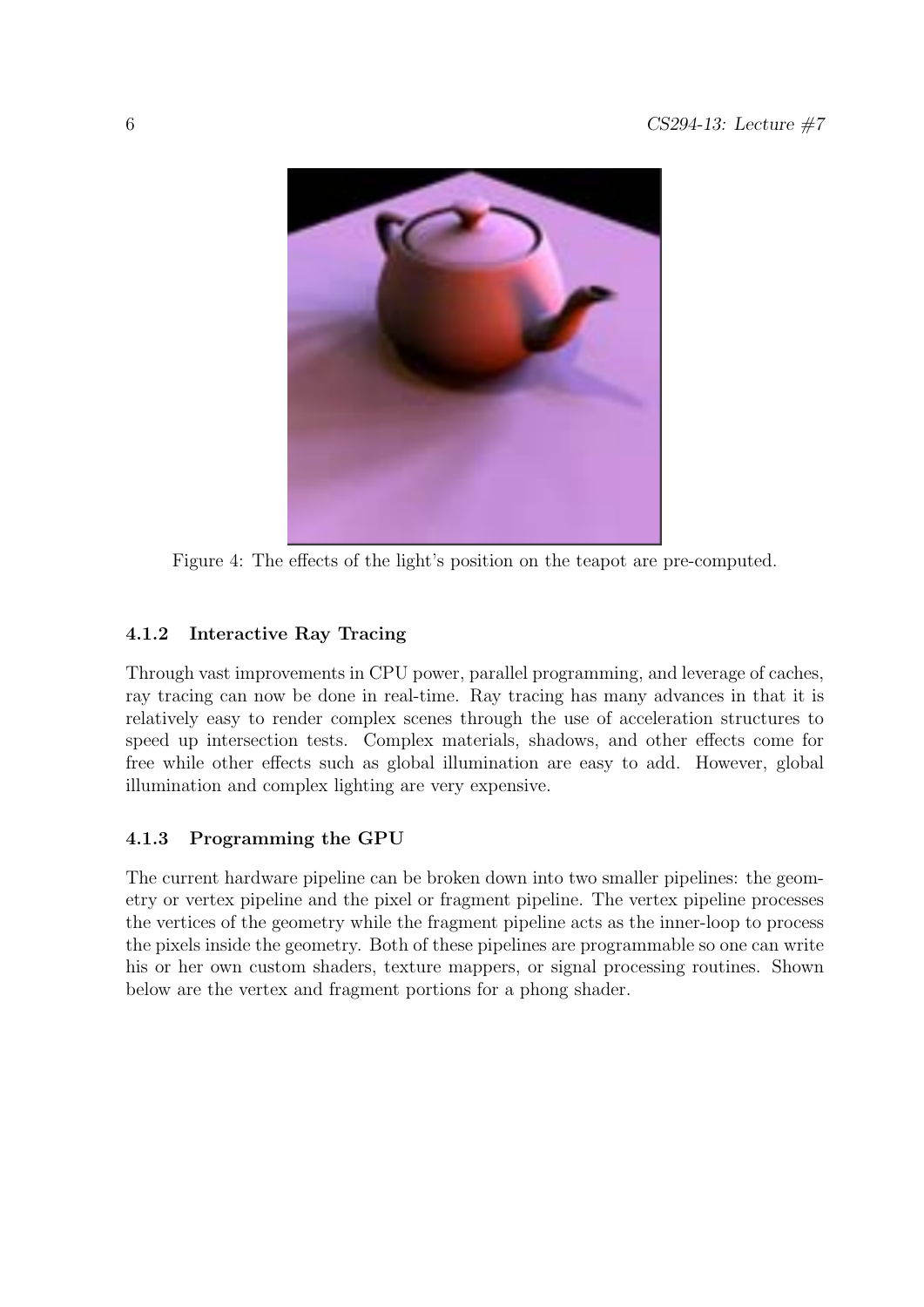Figure 4: The effects of the light's position on the teapot are pre-computed.

#### 4.1.2 Interactive Ray Tracing

Through vast improvements in CPU power, parallel programming, and leverage of caches, ray tracing can now be done in real-time. Ray tracing has many advances in that it is relatively easy to render complex scenes through the use of acceleration structures to speed up intersection tests. Complex materials, shadows, and other effects come for free while other effects such as global illumination are easy to add. However, global illumination and complex lighting are very expensive.

#### 4.1.3 Programming the GPU

The current hardware pipeline can be broken down into two smaller pipelines: the geometry or vertex pipeline and the pixel or fragment pipeline. The vertex pipeline processes the vertices of the geometry while the fragment pipeline acts as the inner-loop to process the pixels inside the geometry. Both of these pipelines are programmable so one can write his or her own custom shaders, texture mappers, or signal processing routines. Shown below are the vertex and fragment portions for a phong shader.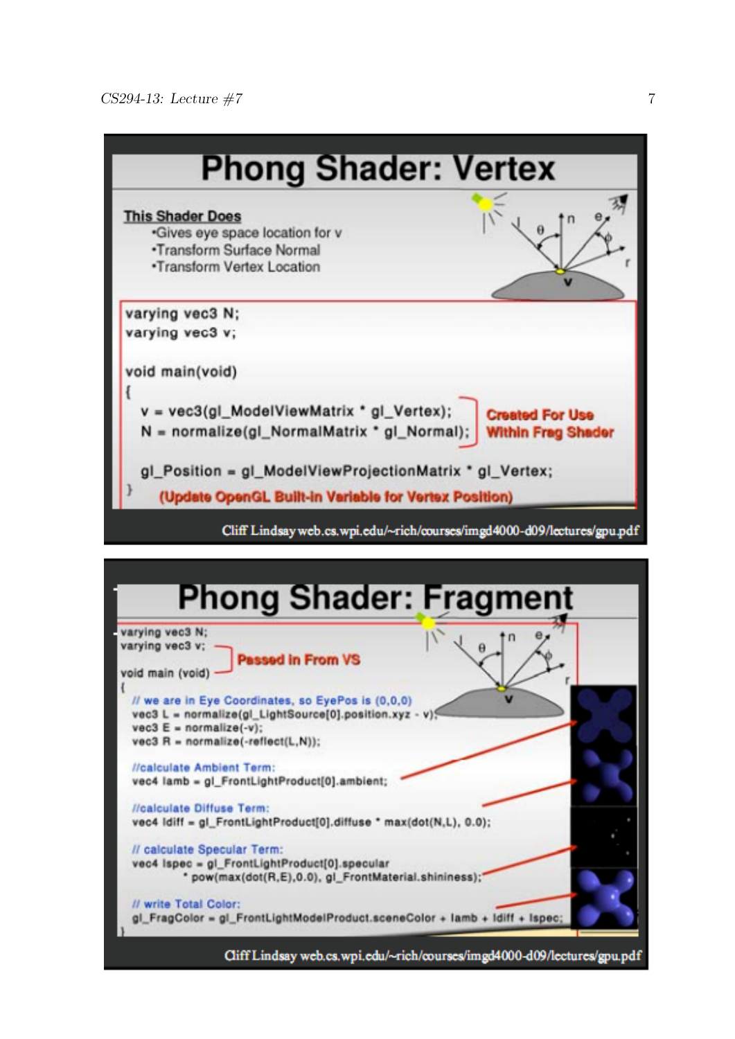# Phong Shader: Vertex

**This Shader Does**

- Gives eye space location for v
- Transform Surface Normal
- Transform Vertex Location

```
varying vec3 N;
varying vec3 v;

void main(void)
{
  v = vec3(gl_ModelViewMatrix * gl_Vertex);
  N = normalize(gl_NormalMatrix * gl_Normal);

  gl_Position = gl_ModelViewProjectionMatrix * gl_Vertex;
}
```

Created For Use Within Frag Shader

(Update OpenGL Built-in Variable for Vertex Position)

Cliff Lindsay web.cs.wpi.edu/~rich/courses/imgd4000-d09/lectures/gpu.pdf

# Phong Shader: Fragment

```
varying vec3 N;
varying vec3 v;

void main (void)
{
  // we are in Eye Coordinates, so EyePos is (0,0,0)
  vec3 L = normalize(gl_LightSource[0].position.xyz - v);
  vec3 E = normalize(-v);
  vec3 R = normalize(-reflect(L,N));

  //calculate Ambient Term:
  vec4 Iamb = gl_FrontLightProduct[0].ambient;

  //calculate Diffuse Term:
  vec4 Idiff = gl_FrontLightProduct[0].diffuse * max(dot(N,L), 0.0);

  // calculate Specular Term:
  vec4 Ispec = gl_FrontLightProduct[0].specular
               * pow(max(dot(R,E),0.0), gl_FrontMaterial.shininess);

  // write Total Color:
  gl_FragColor = gl_FrontLightModelProduct.sceneColor + Iamb + Idiff + Ispec;
}
```

Passed In From VS

Cliff Lindsay web.cs.wpi.edu/~rich/courses/imgd4000-d09/lectures/gpu.pdf